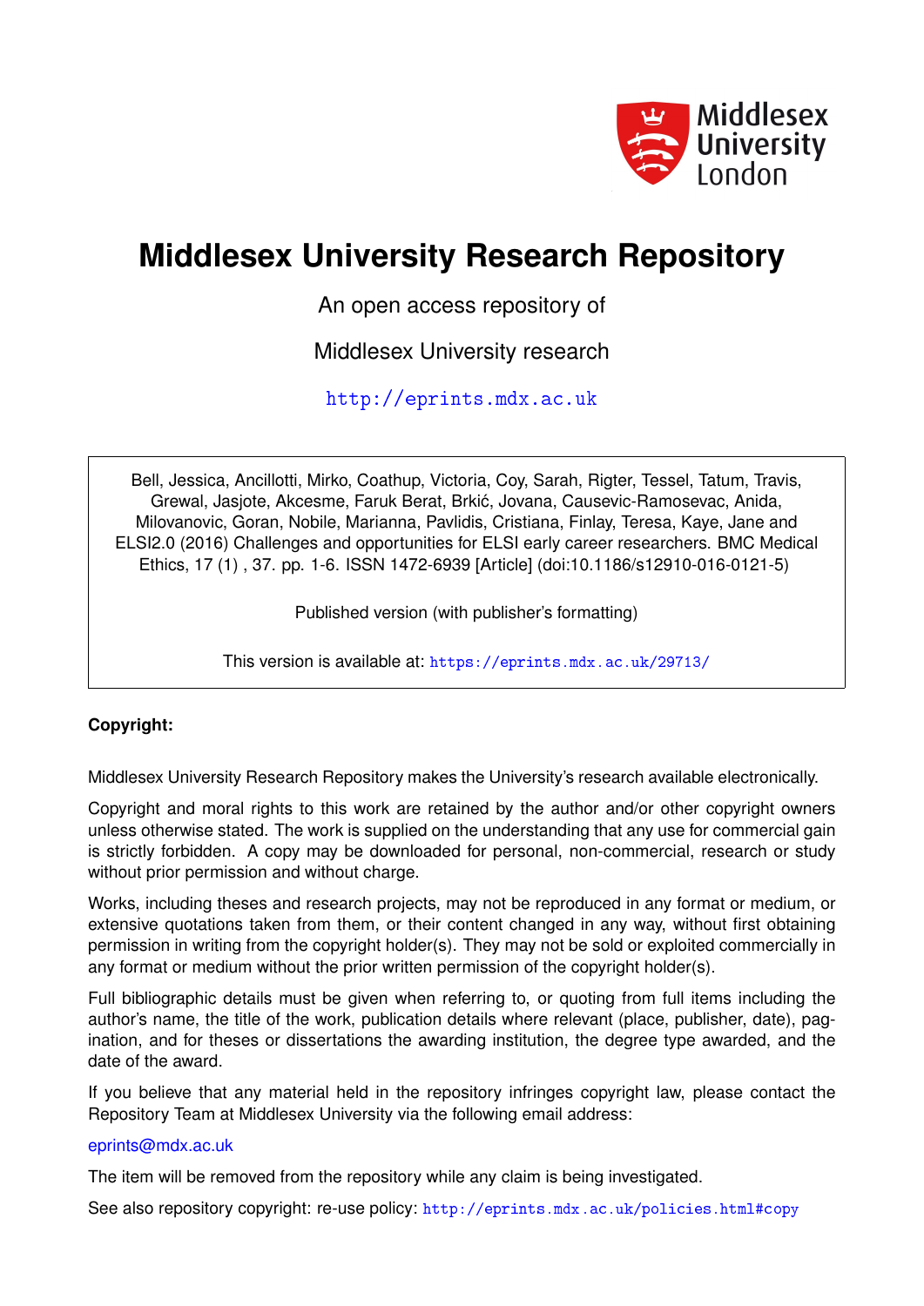Middlesex University London

# Middlesex University Research Repository

An open access repository of

Middlesex University research

http://eprints.mdx.ac.uk

Bell, Jessica, Ancillotti, Mirko, Coathup, Victoria, Coy, Sarah, Rigter, Tessel, Tatum, Travis, Grewal, Jasjote, Akcesme, Faruk Berat, Brkić, Jovana, Causevic-Ramosevac, Anida, Milovanovic, Goran, Nobile, Marianna, Pavlidis, Cristiana, Finlay, Teresa, Kaye, Jane and ELSI2.0 (2016) Challenges and opportunities for ELSI early career researchers. BMC Medical Ethics, 17 (1) , 37. pp. 1-6. ISSN 1472-6939 [Article] (doi:10.1186/s12910-016-0121-5)

Published version (with publisher's formatting)

This version is available at: https://eprints.mdx.ac.uk/29713/

**Copyright:**

Middlesex University Research Repository makes the University's research available electronically.

Copyright and moral rights to this work are retained by the author and/or other copyright owners unless otherwise stated. The work is supplied on the understanding that any use for commercial gain is strictly forbidden. A copy may be downloaded for personal, non-commercial, research or study without prior permission and without charge.

Works, including theses and research projects, may not be reproduced in any format or medium, or extensive quotations taken from them, or their content changed in any way, without first obtaining permission in writing from the copyright holder(s). They may not be sold or exploited commercially in any format or medium without the prior written permission of the copyright holder(s).

Full bibliographic details must be given when referring to, or quoting from full items including the author's name, the title of the work, publication details where relevant (place, publisher, date), pagination, and for theses or dissertations the awarding institution, the degree type awarded, and the date of the award.

If you believe that any material held in the repository infringes copyright law, please contact the Repository Team at Middlesex University via the following email address:

eprints@mdx.ac.uk

The item will be removed from the repository while any claim is being investigated.

See also repository copyright: re-use policy: http://eprints.mdx.ac.uk/policies.html#copy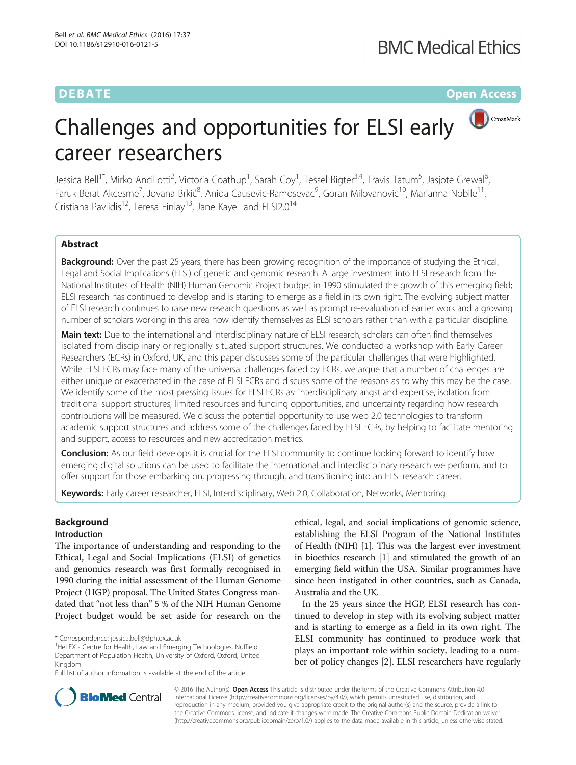# Challenges and opportunities for ELSI early career researchers

Jessica Bell[1*], Mirko Ancillotti[2], Victoria Coathup[1], Sarah Coy[1], Tessel Rigter[3,4], Travis Tatum[5], Jasjote Grewal[6], Faruk Berat Akcesme[7], Jovana Brkić[8], Anida Causevic-Ramosevac[9], Goran Milovanovic[10], Marianna Nobile[11], Cristiana Pavlidis[12], Teresa Finlay[13], Jane Kaye[1] and ELSI2.0[14]

## Abstract

**Background:** Over the past 25 years, there has been growing recognition of the importance of studying the Ethical, Legal and Social Implications (ELSI) of genetic and genomic research. A large investment into ELSI research from the National Institutes of Health (NIH) Human Genomic Project budget in 1990 stimulated the growth of this emerging field; ELSI research has continued to develop and is starting to emerge as a field in its own right. The evolving subject matter of ELSI research continues to raise new research questions as well as prompt re-evaluation of earlier work and a growing number of scholars working in this area now identify themselves as ELSI scholars rather than with a particular discipline.

**Main text:** Due to the international and interdisciplinary nature of ELSI research, scholars can often find themselves isolated from disciplinary or regionally situated support structures. We conducted a workshop with Early Career Researchers (ECRs) in Oxford, UK, and this paper discusses some of the particular challenges that were highlighted. While ELSI ECRs may face many of the universal challenges faced by ECRs, we argue that a number of challenges are either unique or exacerbated in the case of ELSI ECRs and discuss some of the reasons as to why this may be the case. We identify some of the most pressing issues for ELSI ECRs as: interdisciplinary angst and expertise, isolation from traditional support structures, limited resources and funding opportunities, and uncertainty regarding how research contributions will be measured. We discuss the potential opportunity to use web 2.0 technologies to transform academic support structures and address some of the challenges faced by ELSI ECRs, by helping to facilitate mentoring and support, access to resources and new accreditation metrics.

**Conclusion:** As our field develops it is crucial for the ELSI community to continue looking forward to identify how emerging digital solutions can be used to facilitate the international and interdisciplinary research we perform, and to offer support for those embarking on, progressing through, and transitioning into an ELSI research career.

**Keywords:** Early career researcher, ELSI, Interdisciplinary, Web 2.0, Collaboration, Networks, Mentoring

## Background

### Introduction

The importance of understanding and responding to the Ethical, Legal and Social Implications (ELSI) of genetics and genomics research was first formally recognised in 1990 during the initial assessment of the Human Genome Project (HGP) proposal. The United States Congress mandated that "not less than" 5 % of the NIH Human Genome Project budget would be set aside for research on the ethical, legal, and social implications of genomic science, establishing the ELSI Program of the National Institutes of Health (NIH) [1]. This was the largest ever investment in bioethics research [1] and stimulated the growth of an emerging field within the USA. Similar programmes have since been instigated in other countries, such as Canada, Australia and the UK.

In the 25 years since the HGP, ELSI research has continued to develop in step with its evolving subject matter and is starting to emerge as a field in its own right. The ELSI community has continued to produce work that plays an important role within society, leading to a number of policy changes [2]. ELSI researchers have regularly

\* Correspondence: jessica.bell@dph.ox.ac.uk
[1]HeLEX - Centre for Health, Law and Emerging Technologies, Nuffield Department of Population Health, University of Oxford, Oxford, United Kingdom
Full list of author information is available at the end of the article

© 2016 The Author(s). **Open Access** This article is distributed under the terms of the Creative Commons Attribution 4.0 International License (http://creativecommons.org/licenses/by/4.0/), which permits unrestricted use, distribution, and reproduction in any medium, provided you give appropriate credit to the original author(s) and the source, provide a link to the Creative Commons license, and indicate if changes were made. The Creative Commons Public Domain Dedication waiver (http://creativecommons.org/publicdomain/zero/1.0/) applies to the data made available in this article, unless otherwise stated.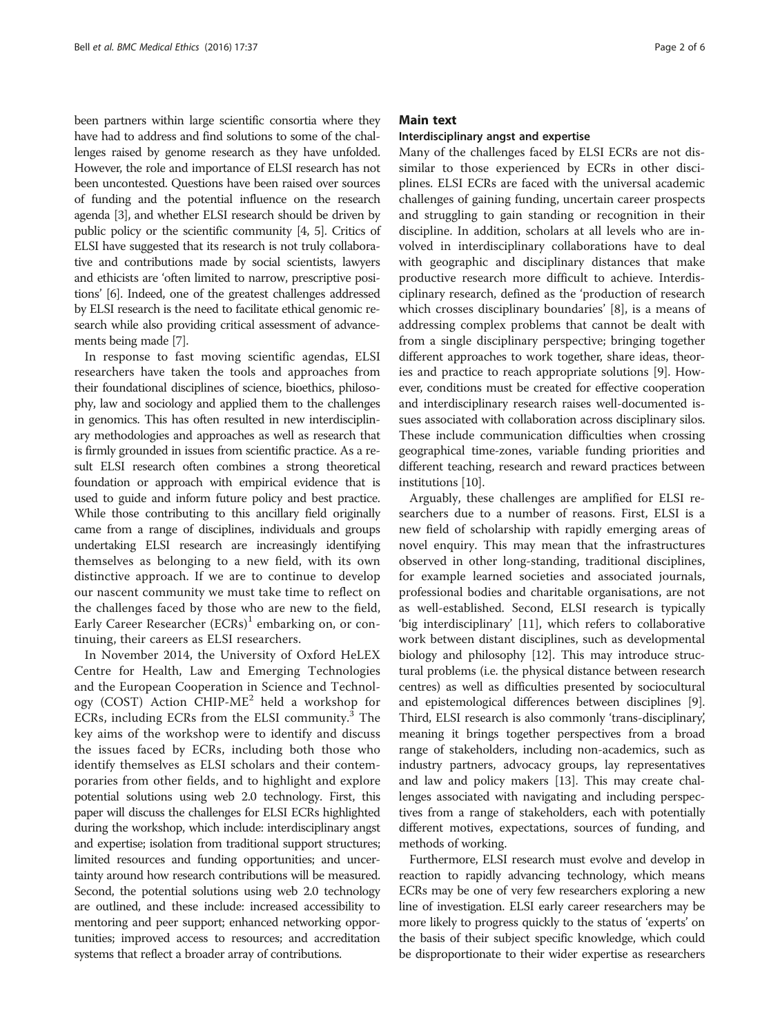been partners within large scientific consortia where they have had to address and find solutions to some of the challenges raised by genome research as they have unfolded. However, the role and importance of ELSI research has not been uncontested. Questions have been raised over sources of funding and the potential influence on the research agenda [3], and whether ELSI research should be driven by public policy or the scientific community [4, 5]. Critics of ELSI have suggested that its research is not truly collaborative and contributions made by social scientists, lawyers and ethicists are 'often limited to narrow, prescriptive positions' [6]. Indeed, one of the greatest challenges addressed by ELSI research is the need to facilitate ethical genomic research while also providing critical assessment of advancements being made [7].

In response to fast moving scientific agendas, ELSI researchers have taken the tools and approaches from their foundational disciplines of science, bioethics, philosophy, law and sociology and applied them to the challenges in genomics. This has often resulted in new interdisciplinary methodologies and approaches as well as research that is firmly grounded in issues from scientific practice. As a result ELSI research often combines a strong theoretical foundation or approach with empirical evidence that is used to guide and inform future policy and best practice. While those contributing to this ancillary field originally came from a range of disciplines, individuals and groups undertaking ELSI research are increasingly identifying themselves as belonging to a new field, with its own distinctive approach. If we are to continue to develop our nascent community we must take time to reflect on the challenges faced by those who are new to the field, Early Career Researcher (ECRs)[1] embarking on, or continuing, their careers as ELSI researchers.

In November 2014, the University of Oxford HeLEX Centre for Health, Law and Emerging Technologies and the European Cooperation in Science and Technology (COST) Action CHIP-ME[2] held a workshop for ECRs, including ECRs from the ELSI community.[3] The key aims of the workshop were to identify and discuss the issues faced by ECRs, including both those who identify themselves as ELSI scholars and their contemporaries from other fields, and to highlight and explore potential solutions using web 2.0 technology. First, this paper will discuss the challenges for ELSI ECRs highlighted during the workshop, which include: interdisciplinary angst and expertise; isolation from traditional support structures; limited resources and funding opportunities; and uncertainty around how research contributions will be measured. Second, the potential solutions using web 2.0 technology are outlined, and these include: increased accessibility to mentoring and peer support; enhanced networking opportunities; improved access to resources; and accreditation systems that reflect a broader array of contributions.

## Main text

### Interdisciplinary angst and expertise

Many of the challenges faced by ELSI ECRs are not dissimilar to those experienced by ECRs in other disciplines. ELSI ECRs are faced with the universal academic challenges of gaining funding, uncertain career prospects and struggling to gain standing or recognition in their discipline. In addition, scholars at all levels who are involved in interdisciplinary collaborations have to deal with geographic and disciplinary distances that make productive research more difficult to achieve. Interdisciplinary research, defined as the 'production of research which crosses disciplinary boundaries' [8], is a means of addressing complex problems that cannot be dealt with from a single disciplinary perspective; bringing together different approaches to work together, share ideas, theories and practice to reach appropriate solutions [9]. However, conditions must be created for effective cooperation and interdisciplinary research raises well-documented issues associated with collaboration across disciplinary silos. These include communication difficulties when crossing geographical time-zones, variable funding priorities and different teaching, research and reward practices between institutions [10].

Arguably, these challenges are amplified for ELSI researchers due to a number of reasons. First, ELSI is a new field of scholarship with rapidly emerging areas of novel enquiry. This may mean that the infrastructures observed in other long-standing, traditional disciplines, for example learned societies and associated journals, professional bodies and charitable organisations, are not as well-established. Second, ELSI research is typically 'big interdisciplinary' [11], which refers to collaborative work between distant disciplines, such as developmental biology and philosophy [12]. This may introduce structural problems (i.e. the physical distance between research centres) as well as difficulties presented by sociocultural and epistemological differences between disciplines [9]. Third, ELSI research is also commonly 'trans-disciplinary', meaning it brings together perspectives from a broad range of stakeholders, including non-academics, such as industry partners, advocacy groups, lay representatives and law and policy makers [13]. This may create challenges associated with navigating and including perspectives from a range of stakeholders, each with potentially different motives, expectations, sources of funding, and methods of working.

Furthermore, ELSI research must evolve and develop in reaction to rapidly advancing technology, which means ECRs may be one of very few researchers exploring a new line of investigation. ELSI early career researchers may be more likely to progress quickly to the status of 'experts' on the basis of their subject specific knowledge, which could be disproportionate to their wider expertise as researchers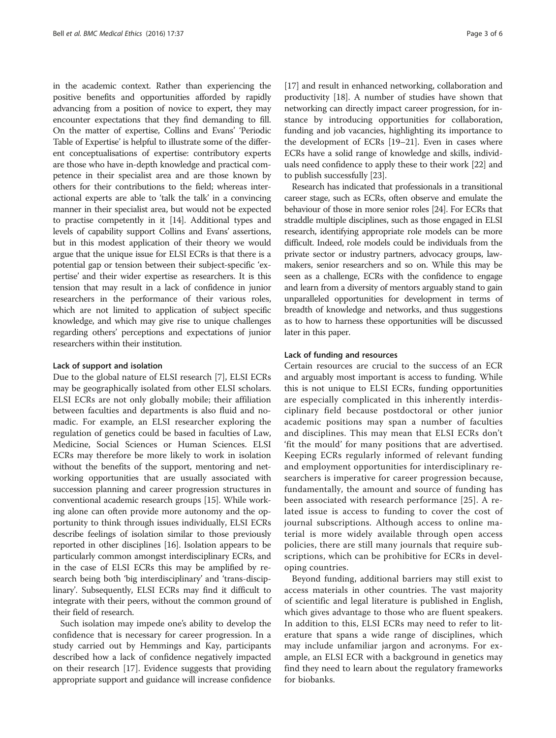in the academic context. Rather than experiencing the positive benefits and opportunities afforded by rapidly advancing from a position of novice to expert, they may encounter expectations that they find demanding to fill. On the matter of expertise, Collins and Evans' 'Periodic Table of Expertise' is helpful to illustrate some of the different conceptualisations of expertise: contributory experts are those who have in-depth knowledge and practical competence in their specialist area and are those known by others for their contributions to the field; whereas interactional experts are able to 'talk the talk' in a convincing manner in their specialist area, but would not be expected to practise competently in it [14]. Additional types and levels of capability support Collins and Evans' assertions, but in this modest application of their theory we would argue that the unique issue for ELSI ECRs is that there is a potential gap or tension between their subject-specific 'expertise' and their wider expertise as researchers. It is this tension that may result in a lack of confidence in junior researchers in the performance of their various roles, which are not limited to application of subject specific knowledge, and which may give rise to unique challenges regarding others' perceptions and expectations of junior researchers within their institution.

#### Lack of support and isolation

Due to the global nature of ELSI research [7], ELSI ECRs may be geographically isolated from other ELSI scholars. ELSI ECRs are not only globally mobile; their affiliation between faculties and departments is also fluid and nomadic. For example, an ELSI researcher exploring the regulation of genetics could be based in faculties of Law, Medicine, Social Sciences or Human Sciences. ELSI ECRs may therefore be more likely to work in isolation without the benefits of the support, mentoring and networking opportunities that are usually associated with succession planning and career progression structures in conventional academic research groups [15]. While working alone can often provide more autonomy and the opportunity to think through issues individually, ELSI ECRs describe feelings of isolation similar to those previously reported in other disciplines [16]. Isolation appears to be particularly common amongst interdisciplinary ECRs, and in the case of ELSI ECRs this may be amplified by research being both 'big interdisciplinary' and 'trans-disciplinary'. Subsequently, ELSI ECRs may find it difficult to integrate with their peers, without the common ground of their field of research.

Such isolation may impede one's ability to develop the confidence that is necessary for career progression. In a study carried out by Hemmings and Kay, participants described how a lack of confidence negatively impacted on their research [17]. Evidence suggests that providing appropriate support and guidance will increase confidence [17] and result in enhanced networking, collaboration and productivity [18]. A number of studies have shown that networking can directly impact career progression, for instance by introducing opportunities for collaboration, funding and job vacancies, highlighting its importance to the development of ECRs [19–21]. Even in cases where ECRs have a solid range of knowledge and skills, individuals need confidence to apply these to their work [22] and to publish successfully [23].

Research has indicated that professionals in a transitional career stage, such as ECRs, often observe and emulate the behaviour of those in more senior roles [24]. For ECRs that straddle multiple disciplines, such as those engaged in ELSI research, identifying appropriate role models can be more difficult. Indeed, role models could be individuals from the private sector or industry partners, advocacy groups, lawmakers, senior researchers and so on. While this may be seen as a challenge, ECRs with the confidence to engage and learn from a diversity of mentors arguably stand to gain unparalleled opportunities for development in terms of breadth of knowledge and networks, and thus suggestions as to how to harness these opportunities will be discussed later in this paper.

#### Lack of funding and resources

Certain resources are crucial to the success of an ECR and arguably most important is access to funding. While this is not unique to ELSI ECRs, funding opportunities are especially complicated in this inherently interdisciplinary field because postdoctoral or other junior academic positions may span a number of faculties and disciplines. This may mean that ELSI ECRs don't 'fit the mould' for many positions that are advertised. Keeping ECRs regularly informed of relevant funding and employment opportunities for interdisciplinary researchers is imperative for career progression because, fundamentally, the amount and source of funding has been associated with research performance [25]. A related issue is access to funding to cover the cost of journal subscriptions. Although access to online material is more widely available through open access policies, there are still many journals that require subscriptions, which can be prohibitive for ECRs in developing countries.

Beyond funding, additional barriers may still exist to access materials in other countries. The vast majority of scientific and legal literature is published in English, which gives advantage to those who are fluent speakers. In addition to this, ELSI ECRs may need to refer to literature that spans a wide range of disciplines, which may include unfamiliar jargon and acronyms. For example, an ELSI ECR with a background in genetics may find they need to learn about the regulatory frameworks for biobanks.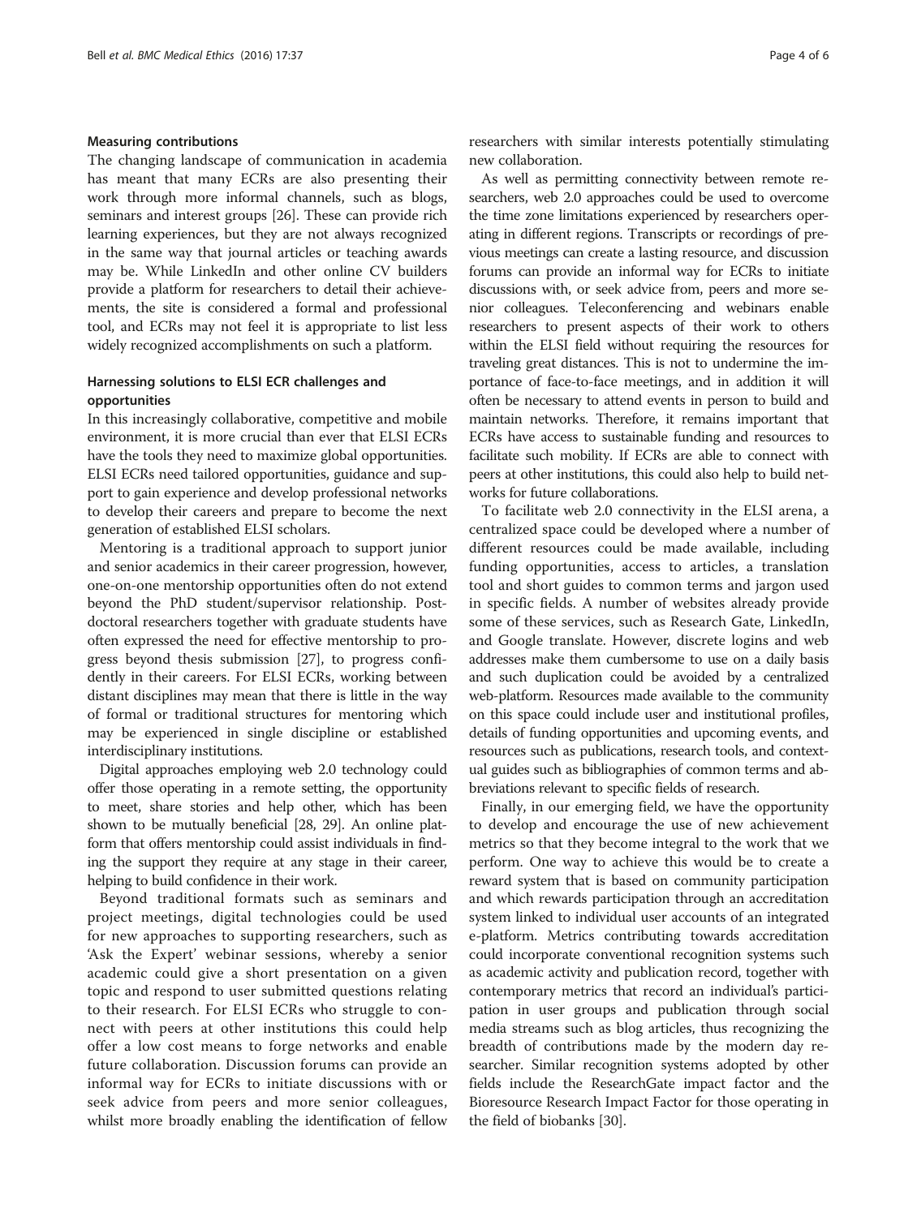#### Measuring contributions

The changing landscape of communication in academia has meant that many ECRs are also presenting their work through more informal channels, such as blogs, seminars and interest groups [26]. These can provide rich learning experiences, but they are not always recognized in the same way that journal articles or teaching awards may be. While LinkedIn and other online CV builders provide a platform for researchers to detail their achievements, the site is considered a formal and professional tool, and ECRs may not feel it is appropriate to list less widely recognized accomplishments on such a platform.

### Harnessing solutions to ELSI ECR challenges and opportunities

In this increasingly collaborative, competitive and mobile environment, it is more crucial than ever that ELSI ECRs have the tools they need to maximize global opportunities. ELSI ECRs need tailored opportunities, guidance and support to gain experience and develop professional networks to develop their careers and prepare to become the next generation of established ELSI scholars.

Mentoring is a traditional approach to support junior and senior academics in their career progression, however, one-on-one mentorship opportunities often do not extend beyond the PhD student/supervisor relationship. Postdoctoral researchers together with graduate students have often expressed the need for effective mentorship to progress beyond thesis submission [27], to progress confidently in their careers. For ELSI ECRs, working between distant disciplines may mean that there is little in the way of formal or traditional structures for mentoring which may be experienced in single discipline or established interdisciplinary institutions.

Digital approaches employing web 2.0 technology could offer those operating in a remote setting, the opportunity to meet, share stories and help other, which has been shown to be mutually beneficial [28, 29]. An online platform that offers mentorship could assist individuals in finding the support they require at any stage in their career, helping to build confidence in their work.

Beyond traditional formats such as seminars and project meetings, digital technologies could be used for new approaches to supporting researchers, such as 'Ask the Expert' webinar sessions, whereby a senior academic could give a short presentation on a given topic and respond to user submitted questions relating to their research. For ELSI ECRs who struggle to connect with peers at other institutions this could help offer a low cost means to forge networks and enable future collaboration. Discussion forums can provide an informal way for ECRs to initiate discussions with or seek advice from peers and more senior colleagues, whilst more broadly enabling the identification of fellow researchers with similar interests potentially stimulating new collaboration.

As well as permitting connectivity between remote researchers, web 2.0 approaches could be used to overcome the time zone limitations experienced by researchers operating in different regions. Transcripts or recordings of previous meetings can create a lasting resource, and discussion forums can provide an informal way for ECRs to initiate discussions with, or seek advice from, peers and more senior colleagues. Teleconferencing and webinars enable researchers to present aspects of their work to others within the ELSI field without requiring the resources for traveling great distances. This is not to undermine the importance of face-to-face meetings, and in addition it will often be necessary to attend events in person to build and maintain networks. Therefore, it remains important that ECRs have access to sustainable funding and resources to facilitate such mobility. If ECRs are able to connect with peers at other institutions, this could also help to build networks for future collaborations.

To facilitate web 2.0 connectivity in the ELSI arena, a centralized space could be developed where a number of different resources could be made available, including funding opportunities, access to articles, a translation tool and short guides to common terms and jargon used in specific fields. A number of websites already provide some of these services, such as Research Gate, LinkedIn, and Google translate. However, discrete logins and web addresses make them cumbersome to use on a daily basis and such duplication could be avoided by a centralized web-platform. Resources made available to the community on this space could include user and institutional profiles, details of funding opportunities and upcoming events, and resources such as publications, research tools, and contextual guides such as bibliographies of common terms and abbreviations relevant to specific fields of research.

Finally, in our emerging field, we have the opportunity to develop and encourage the use of new achievement metrics so that they become integral to the work that we perform. One way to achieve this would be to create a reward system that is based on community participation and which rewards participation through an accreditation system linked to individual user accounts of an integrated e-platform. Metrics contributing towards accreditation could incorporate conventional recognition systems such as academic activity and publication record, together with contemporary metrics that record an individual's participation in user groups and publication through social media streams such as blog articles, thus recognizing the breadth of contributions made by the modern day researcher. Similar recognition systems adopted by other fields include the ResearchGate impact factor and the Bioresource Research Impact Factor for those operating in the field of biobanks [30].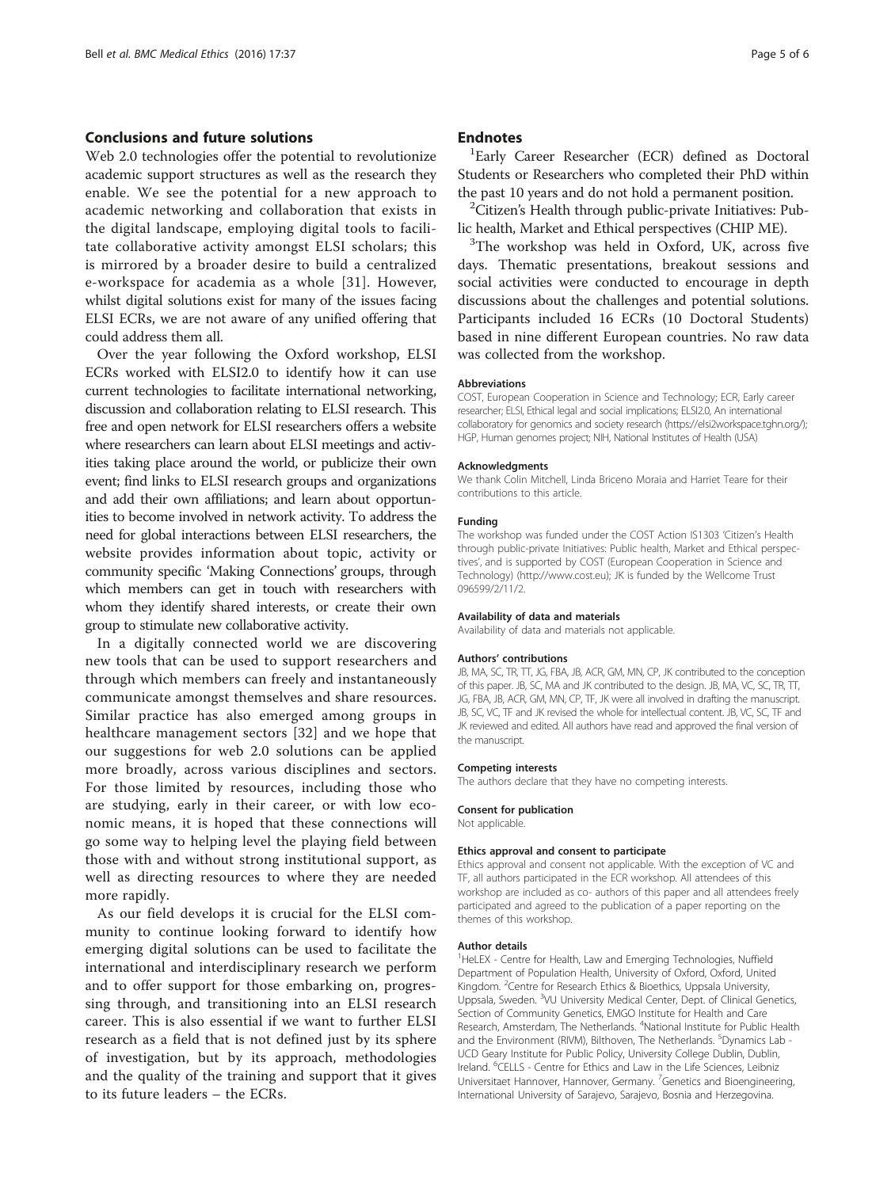## Conclusions and future solutions

Web 2.0 technologies offer the potential to revolutionize academic support structures as well as the research they enable. We see the potential for a new approach to academic networking and collaboration that exists in the digital landscape, employing digital tools to facilitate collaborative activity amongst ELSI scholars; this is mirrored by a broader desire to build a centralized e-workspace for academia as a whole [31]. However, whilst digital solutions exist for many of the issues facing ELSI ECRs, we are not aware of any unified offering that could address them all.

Over the year following the Oxford workshop, ELSI ECRs worked with ELSI2.0 to identify how it can use current technologies to facilitate international networking, discussion and collaboration relating to ELSI research. This free and open network for ELSI researchers offers a website where researchers can learn about ELSI meetings and activities taking place around the world, or publicize their own event; find links to ELSI research groups and organizations and add their own affiliations; and learn about opportunities to become involved in network activity. To address the need for global interactions between ELSI researchers, the website provides information about topic, activity or community specific 'Making Connections' groups, through which members can get in touch with researchers with whom they identify shared interests, or create their own group to stimulate new collaborative activity.

In a digitally connected world we are discovering new tools that can be used to support researchers and through which members can freely and instantaneously communicate amongst themselves and share resources. Similar practice has also emerged among groups in healthcare management sectors [32] and we hope that our suggestions for web 2.0 solutions can be applied more broadly, across various disciplines and sectors. For those limited by resources, including those who are studying, early in their career, or with low economic means, it is hoped that these connections will go some way to helping level the playing field between those with and without strong institutional support, as well as directing resources to where they are needed more rapidly.

As our field develops it is crucial for the ELSI community to continue looking forward to identify how emerging digital solutions can be used to facilitate the international and interdisciplinary research we perform and to offer support for those embarking on, progressing through, and transitioning into an ELSI research career. This is also essential if we want to further ELSI research as a field that is not defined just by its sphere of investigation, but by its approach, methodologies and the quality of the training and support that it gives to its future leaders – the ECRs.

## Endnotes

[1]Early Career Researcher (ECR) defined as Doctoral Students or Researchers who completed their PhD within the past 10 years and do not hold a permanent position.

[2]Citizen's Health through public-private Initiatives: Public health, Market and Ethical perspectives (CHIP ME).

[3]The workshop was held in Oxford, UK, across five days. Thematic presentations, breakout sessions and social activities were conducted to encourage in depth discussions about the challenges and potential solutions. Participants included 16 ECRs (10 Doctoral Students) based in nine different European countries. No raw data was collected from the workshop.

#### Abbreviations

COST, European Cooperation in Science and Technology; ECR, Early career researcher; ELSI, Ethical legal and social implications; ELSI2.0, An international collaboratory for genomics and society research (https://elsi2workspace.tghn.org/); HGP, Human genomes project; NIH, National Institutes of Health (USA)

#### Acknowledgments

We thank Colin Mitchell, Linda Briceno Moraia and Harriet Teare for their contributions to this article.

#### Funding

The workshop was funded under the COST Action IS1303 'Citizen's Health through public-private Initiatives: Public health, Market and Ethical perspectives', and is supported by COST (European Cooperation in Science and Technology) (http://www.cost.eu); JK is funded by the Wellcome Trust 096599/2/11/2.

#### Availability of data and materials

Availability of data and materials not applicable.

#### Authors' contributions

JB, MA, SC, TR, TT, JG, FBA, JB, ACR, GM, MN, CP, JK contributed to the conception of this paper. JB, SC, MA and JK contributed to the design. JB, MA, VC, SC, TR, TT, JG, FBA, JB, ACR, GM, MN, CP, TF, JK were all involved in drafting the manuscript. JB, SC, VC, TF and JK revised the whole for intellectual content. JB, VC, SC, TF and JK reviewed and edited. All authors have read and approved the final version of the manuscript.

#### Competing interests

The authors declare that they have no competing interests.

#### Consent for publication

Not applicable.

#### Ethics approval and consent to participate

Ethics approval and consent not applicable. With the exception of VC and TF, all authors participated in the ECR workshop. All attendees of this workshop are included as co- authors of this paper and all attendees freely participated and agreed to the publication of a paper reporting on the themes of this workshop.

#### Author details

[1]HeLEX - Centre for Health, Law and Emerging Technologies, Nuffield Department of Population Health, University of Oxford, Oxford, United Kingdom. [2]Centre for Research Ethics & Bioethics, Uppsala University, Uppsala, Sweden. [3]VU University Medical Center, Dept. of Clinical Genetics, Section of Community Genetics, EMGO Institute for Health and Care Research, Amsterdam, The Netherlands. [4]National Institute for Public Health and the Environment (RIVM), Bilthoven, The Netherlands. [5]Dynamics Lab - UCD Geary Institute for Public Policy, University College Dublin, Dublin, Ireland. [6]CELLS - Centre for Ethics and Law in the Life Sciences, Leibniz Universitaet Hannover, Hannover, Germany. [7]Genetics and Bioengineering, International University of Sarajevo, Sarajevo, Bosnia and Herzegovina.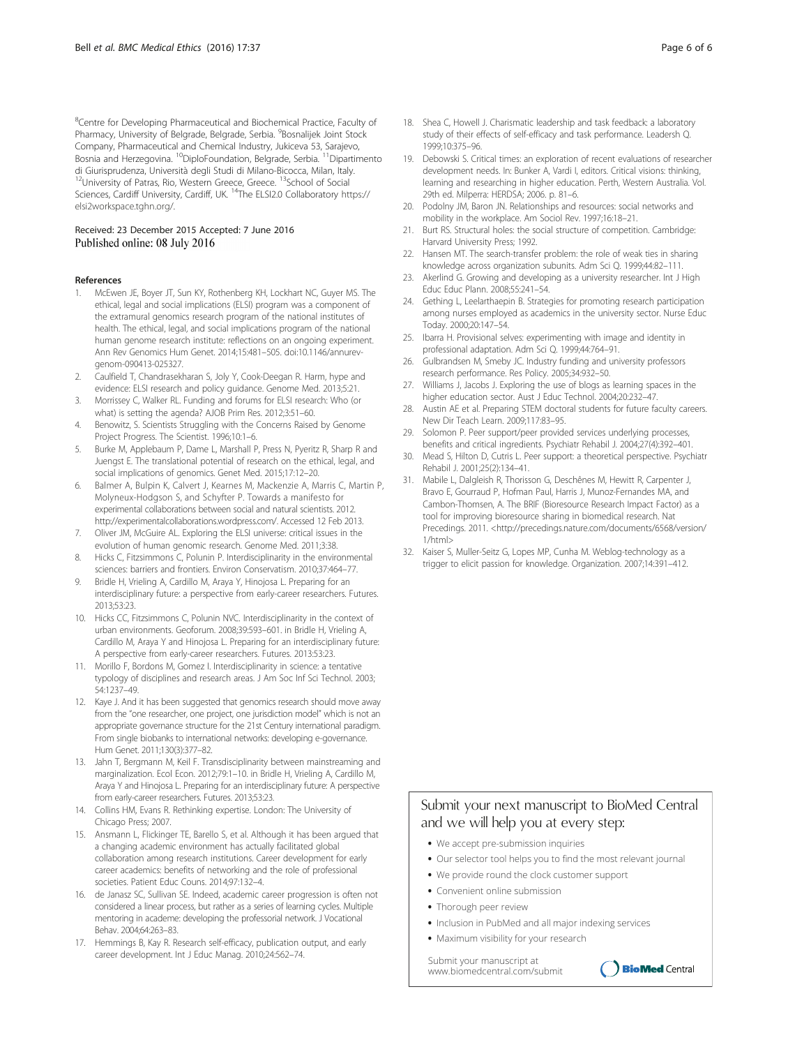[8]Centre for Developing Pharmaceutical and Biochemical Practice, Faculty of Pharmacy, University of Belgrade, Belgrade, Serbia. [9]Bosnalijek Joint Stock Company, Pharmaceutical and Chemical Industry, Jukiceva 53, Sarajevo, Bosnia and Herzegovina. [10]DiploFoundation, Belgrade, Serbia. [11]Dipartimento di Giurisprudenza, Università degli Studi di Milano-Bicocca, Milan, Italy. [12]University of Patras, Rio, Western Greece, Greece. [13]School of Social Sciences, Cardiff University, Cardiff, UK. [14]The ELSI2.0 Collaboratory https://elsi2workspace.tghn.org/.

Received: 23 December 2015 Accepted: 7 June 2016
Published online: 08 July 2016

## References

1. McEwen JE, Boyer JT, Sun KY, Rothenberg KH, Lockhart NC, Guyer MS. The ethical, legal and social implications (ELSI) program was a component of the extramural genomics research program of the national institutes of health. The ethical, legal, and social implications program of the national human genome research institute: reflections on an ongoing experiment. Ann Rev Genomics Hum Genet. 2014;15:481–505. doi:10.1146/annurev-genom-090413-025327.
2. Caulfield T, Chandrasekharan S, Joly Y, Cook-Deegan R. Harm, hype and evidence: ELSI research and policy guidance. Genome Med. 2013;5:21.
3. Morrissey C, Walker RL. Funding and forums for ELSI research: Who (or what) is setting the agenda? AJOB Prim Res. 2012;3:51–60.
4. Benowitz, S. Scientists Struggling with the Concerns Raised by Genome Project Progress. The Scientist. 1996;10:1–6.
5. Burke M, Applebaum P, Dame L, Marshall P, Press N, Pyeritz R, Sharp R and Juengst E. The translational potential of research on the ethical, legal, and social implications of genomics. Genet Med. 2015;17:12–20.
6. Balmer A, Bulpin K, Calvert J, Kearnes M, Mackenzie A, Marris C, Martin P, Molyneux-Hodgson S, and Schyfter P. Towards a manifesto for experimental collaborations between social and natural scientists. 2012. http://experimentalcollaborations.wordpress.com/. Accessed 12 Feb 2013.
7. Oliver JM, McGuire AL. Exploring the ELSI universe: critical issues in the evolution of human genomic research. Genome Med. 2011;3:38.
8. Hicks C, Fitzsimmons C, Polunin P. Interdisciplinarity in the environmental sciences: barriers and frontiers. Environ Conservatism. 2010;37:464–77.
9. Bridle H, Vrieling A, Cardillo M, Araya Y, Hinojosa L. Preparing for an interdisciplinary future: a perspective from early-career researchers. Futures. 2013;53:23.
10. Hicks CC, Fitzsimmons C, Polunin NVC. Interdisciplinarity in the context of urban environments. Geoforum. 2008;39:593–601. in Bridle H, Vrieling A, Cardillo M, Araya Y and Hinojosa L. Preparing for an interdisciplinary future: A perspective from early-career researchers. Futures. 2013:53:23.
11. Morillo F, Bordons M, Gomez I. Interdisciplinarity in science: a tentative typology of disciplines and research areas. J Am Soc Inf Sci Technol. 2003; 54:1237–49.
12. Kaye J. And it has been suggested that genomics research should move away from the "one researcher, one project, one jurisdiction model" which is not an appropriate governance structure for the 21st Century international paradigm. From single biobanks to international networks: developing e-governance. Hum Genet. 2011;130(3):377–82.
13. Jahn T, Bergmann M, Keil F. Transdisciplinarity between mainstreaming and marginalization. Ecol Econ. 2012;79:1–10. in Bridle H, Vrieling A, Cardillo M, Araya Y and Hinojosa L. Preparing for an interdisciplinary future: A perspective from early-career researchers. Futures. 2013;53:23.
14. Collins HM, Evans R. Rethinking expertise. London: The University of Chicago Press; 2007.
15. Ansmann L, Flickinger TE, Barello S, et al. Although it has been argued that a changing academic environment has actually facilitated global collaboration among research institutions. Career development for early career academics: benefits of networking and the role of professional societies. Patient Educ Couns. 2014;97:132–4.
16. de Janasz SC, Sullivan SE. Indeed, academic career progression is often not considered a linear process, but rather as a series of learning cycles. Multiple mentoring in academe: developing the professorial network. J Vocational Behav. 2004;64:263–83.
17. Hemmings B, Kay R. Research self-efficacy, publication output, and early career development. Int J Educ Manag. 2010;24:562–74.
18. Shea C, Howell J. Charismatic leadership and task feedback: a laboratory study of their effects of self-efficacy and task performance. Leadersh Q. 1999;10:375–96.
19. Debowski S. Critical times: an exploration of recent evaluations of researcher development needs. In: Bunker A, Vardi I, editors. Critical visions: thinking, learning and researching in higher education. Perth, Western Australia. Vol. 29th ed. Milperra: HERDSA; 2006. p. 81–6.
20. Podolny JM, Baron JN. Relationships and resources: social networks and mobility in the workplace. Am Sociol Rev. 1997;16:18–21.
21. Burt RS. Structural holes: the social structure of competition. Cambridge: Harvard University Press; 1992.
22. Hansen MT. The search-transfer problem: the role of weak ties in sharing knowledge across organization subunits. Adm Sci Q. 1999;44:82–111.
23. Akerlind G. Growing and developing as a university researcher. Int J High Educ Educ Plann. 2008;55:241–54.
24. Gething L, Leelarthaepin B. Strategies for promoting research participation among nurses employed as academics in the university sector. Nurse Educ Today. 2000;20:147–54.
25. Ibarra H. Provisional selves: experimenting with image and identity in professional adaptation. Adm Sci Q. 1999;44:764–91.
26. Gulbrandsen M, Smeby JC. Industry funding and university professors research performance. Res Policy. 2005;34:932–50.
27. Williams J, Jacobs J. Exploring the use of blogs as learning spaces in the higher education sector. Aust J Educ Technol. 2004;20:232–47.
28. Austin AE et al. Preparing STEM doctoral students for future faculty careers. New Dir Teach Learn. 2009;117:83–95.
29. Solomon P. Peer support/peer provided services underlying processes, benefits and critical ingredients. Psychiatr Rehabil J. 2004;27(4):392–401.
30. Mead S, Hilton D, Cutris L. Peer support: a theoretical perspective. Psychiatr Rehabil J. 2001;25(2):134–41.
31. Mabile L, Dalgleish R, Thorisson G, Deschênes M, Hewitt R, Carpenter J, Bravo E, Gourraud P, Hofman Paul, Harris J, Munoz-Fernandes MA, and Cambon-Thomsen, A. The BRIF (Bioresource Research Impact Factor) as a tool for improving bioresource sharing in biomedical research. Nat Precedings. 2011. <http://precedings.nature.com/documents/6568/version/1/html>
32. Kaiser S, Muller-Seitz G, Lopes MP, Cunha M. Weblog-technology as a trigger to elicit passion for knowledge. Organization. 2007;14:391–412.

Submit your next manuscript to BioMed Central and we will help you at every step:

- We accept pre-submission inquiries
- Our selector tool helps you to find the most relevant journal
- We provide round the clock customer support
- Convenient online submission
- Thorough peer review
- Inclusion in PubMed and all major indexing services
- Maximum visibility for your research

Submit your manuscript at
www.biomedcentral.com/submit

BioMed Central